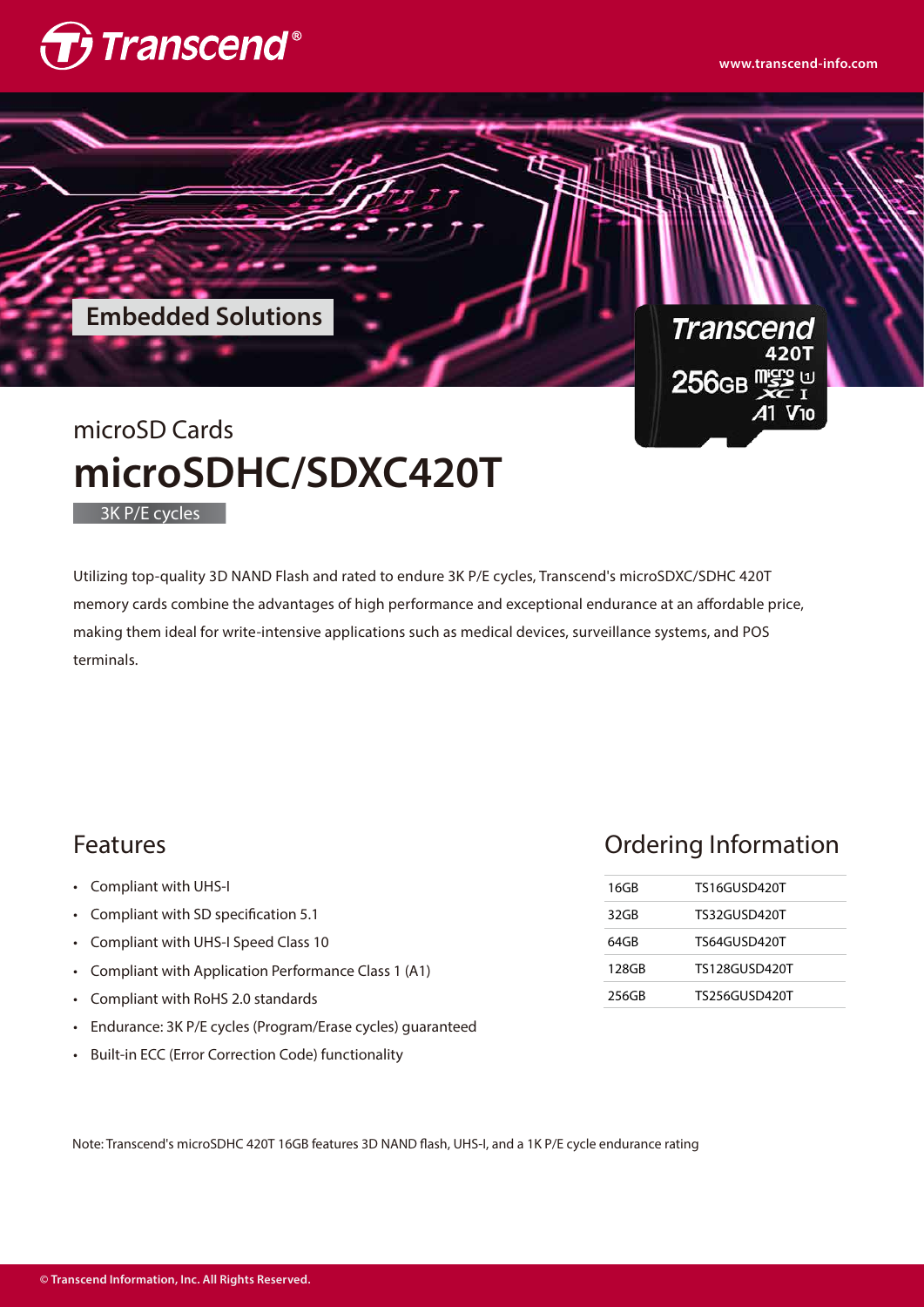Embedded Solutions

microSD Cards

# microSDHC/SDXC420T

3K P/E cycles

Utilizing top-quality 3D NAND Flash and rated to endure 3K P/E cycles, Transcend's microSDXC/SDHC 420T memory cards combine the advantages of high performance and exceptional endurance at an affordable price, making them ideal for write-intensive applications such as medical devices, surveillance systems, and POS terminals.

## Features

- Compliant with UHS-I
- Compliant with SD specification 5.1
- Compliant with UHS-I Speed Class 10
- Compliant with Application Performance Class 1 (A1)
- Compliant with RoHS 2.0 standards
- Endurance: 3K P/E cycles (Program/Erase cycles) guaranteed
- Built-in ECC (Error Correction Code) functionality

## Ordering Information

| | |
|---|---|
| 16GB | TS16GUSD420T |
| 32GB | TS32GUSD420T |
| 64GB | TS64GUSD420T |
| 128GB | TS128GUSD420T |
| 256GB | TS256GUSD420T |

Note: Transcend's microSDHC 420T 16GB features 3D NAND flash, UHS-I, and a 1K P/E cycle endurance rating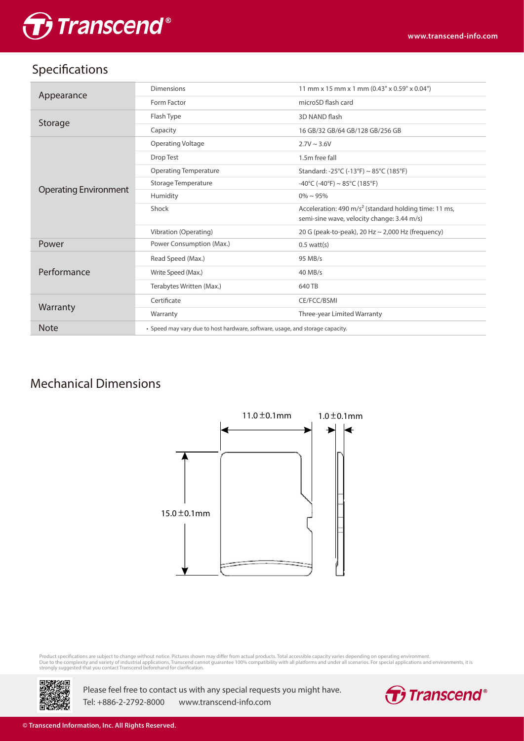## Specifications

| | | |
|---|---|---|
| Appearance | Dimensions | 11 mm x 15 mm x 1 mm (0.43" x 0.59" x 0.04") |
| | Form Factor | microSD flash card |
| Storage | Flash Type | 3D NAND flash |
| | Capacity | 16 GB/32 GB/64 GB/128 GB/256 GB |
| Operating Environment | Operating Voltage | 2.7V ~ 3.6V |
| | Drop Test | 1.5m free fall |
| | Operating Temperature | Standard: -25°C (-13°F) ~ 85°C (185°F) |
| | Storage Temperature | -40°C (-40°F) ~ 85°C (185°F) |
| | Humidity | 0% ~ 95% |
| | Shock | Acceleration: 490 $m/s^2$ (standard holding time: 11 ms, semi-sine wave, velocity change: 3.44 m/s) |
| | Vibration (Operating) | 20 G (peak-to-peak), 20 Hz ~ 2,000 Hz (frequency) |
| Power | Power Consumption (Max.) | 0.5 watt(s) |
| Performance | Read Speed (Max.) | 95 MB/s |
| | Write Speed (Max.) | 40 MB/s |
| | Terabytes Written (Max.) | 640 TB |
| Warranty | Certificate | CE/FCC/BSMI |
| | Warranty | Three-year Limited Warranty |
| Note | • Speed may vary due to host hardware, software, usage, and storage capacity. | |

## Mechanical Dimensions

11.0±0.1mm

1.0±0.1mm

15.0±0.1mm

Product specifications are subject to change without notice. Pictures shown may differ from actual products. Total accessible capacity varies depending on operating environment.
Due to the complexity and variety of industrial applications, Transcend cannot guarantee 100% compatibility with all platforms and under all scenarios. For special applications and environments, it is strongly suggested that you contact Transcend beforehand for clarification.

Please feel free to contact us with any special requests you might have.
Tel: +886-2-2792-8000 www.transcend-info.com

© Transcend Information, Inc. All Rights Reserved.